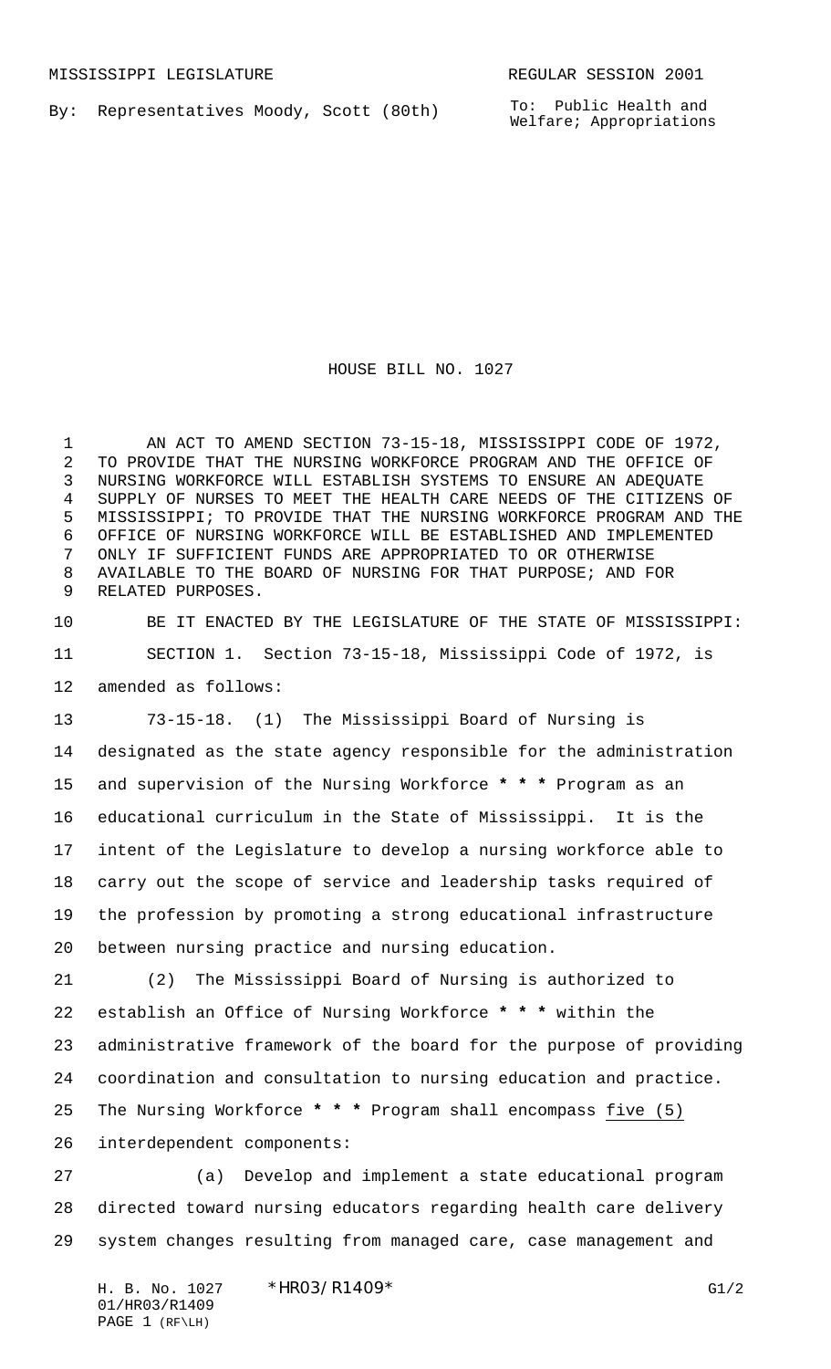MISSISSIPPI LEGISLATURE REGULAR SESSION 2001

By: Representatives Moody, Scott (80th)

To: Public Health and Welfare; Appropriations

# HOUSE BILL NO. 1027

AN ACT TO AMEND SECTION 73-15-18, MISSISSIPPI CODE OF 1972, TO PROVIDE THAT THE NURSING WORKFORCE PROGRAM AND THE OFFICE OF NURSING WORKFORCE WILL ESTABLISH SYSTEMS TO ENSURE AN ADEQUATE SUPPLY OF NURSES TO MEET THE HEALTH CARE NEEDS OF THE CITIZENS OF MISSISSIPPI; TO PROVIDE THAT THE NURSING WORKFORCE PROGRAM AND THE OFFICE OF NURSING WORKFORCE WILL BE ESTABLISHED AND IMPLEMENTED ONLY IF SUFFICIENT FUNDS ARE APPROPRIATED TO OR OTHERWISE AVAILABLE TO THE BOARD OF NURSING FOR THAT PURPOSE; AND FOR RELATED PURPOSES.

BE IT ENACTED BY THE LEGISLATURE OF THE STATE OF MISSISSIPPI:

SECTION 1. Section 73-15-18, Mississippi Code of 1972, is amended as follows:

73-15-18. (1) The Mississippi Board of Nursing is designated as the state agency responsible for the administration and supervision of the Nursing Workforce * * * Program as an educational curriculum in the State of Mississippi. It is the intent of the Legislature to develop a nursing workforce able to carry out the scope of service and leadership tasks required of the profession by promoting a strong educational infrastructure between nursing practice and nursing education.

(2) The Mississippi Board of Nursing is authorized to establish an Office of Nursing Workforce * * * within the administrative framework of the board for the purpose of providing coordination and consultation to nursing education and practice. The Nursing Workforce * * * Program shall encompass five (5) interdependent components:

(a) Develop and implement a state educational program directed toward nursing educators regarding health care delivery system changes resulting from managed care, case management and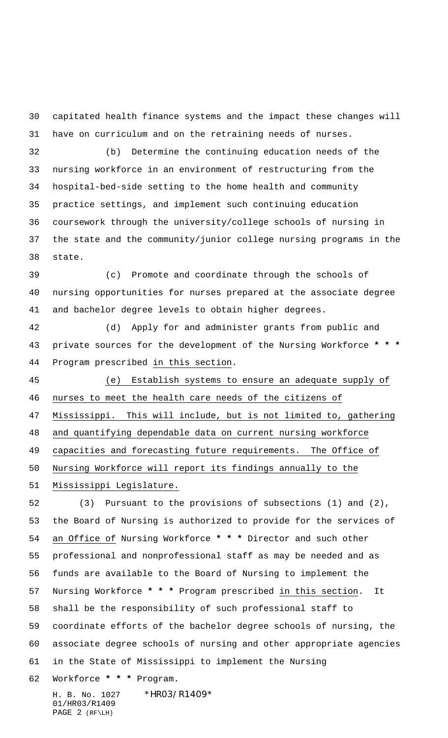capitated health finance systems and the impact these changes will have on curriculum and on the retraining needs of nurses.

(b) Determine the continuing education needs of the nursing workforce in an environment of restructuring from the hospital-bed-side setting to the home health and community practice settings, and implement such continuing education coursework through the university/college schools of nursing in the state and the community/junior college nursing programs in the state.

(c) Promote and coordinate through the schools of nursing opportunities for nurses prepared at the associate degree and bachelor degree levels to obtain higher degrees.

(d) Apply for and administer grants from public and private sources for the development of the Nursing Workforce * * * Program prescribed in this section.

(e) Establish systems to ensure an adequate supply of nurses to meet the health care needs of the citizens of Mississippi. This will include, but is not limited to, gathering and quantifying dependable data on current nursing workforce capacities and forecasting future requirements. The Office of Nursing Workforce will report its findings annually to the Mississippi Legislature.

(3) Pursuant to the provisions of subsections (1) and (2), the Board of Nursing is authorized to provide for the services of an Office of Nursing Workforce * * * Director and such other professional and nonprofessional staff as may be needed and as funds are available to the Board of Nursing to implement the Nursing Workforce * * * Program prescribed in this section. It shall be the responsibility of such professional staff to coordinate efforts of the bachelor degree schools of nursing, the associate degree schools of nursing and other appropriate agencies in the State of Mississippi to implement the Nursing Workforce * * * Program.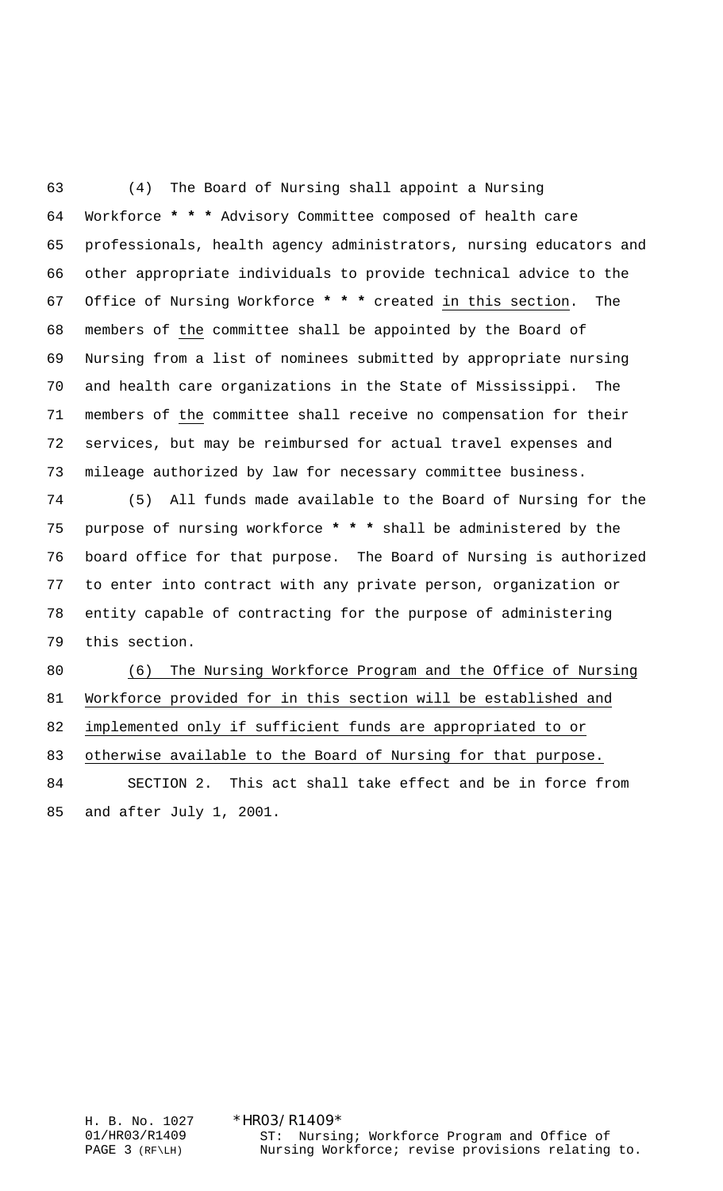(4) The Board of Nursing shall appoint a Nursing Workforce * * * Advisory Committee composed of health care professionals, health agency administrators, nursing educators and other appropriate individuals to provide technical advice to the Office of Nursing Workforce * * * created in this section. The members of the committee shall be appointed by the Board of Nursing from a list of nominees submitted by appropriate nursing and health care organizations in the State of Mississippi. The members of the committee shall receive no compensation for their services, but may be reimbursed for actual travel expenses and mileage authorized by law for necessary committee business.

(5) All funds made available to the Board of Nursing for the purpose of nursing workforce * * * shall be administered by the board office for that purpose. The Board of Nursing is authorized to enter into contract with any private person, organization or entity capable of contracting for the purpose of administering this section.

(6) The Nursing Workforce Program and the Office of Nursing Workforce provided for in this section will be established and implemented only if sufficient funds are appropriated to or otherwise available to the Board of Nursing for that purpose.

SECTION 2. This act shall take effect and be in force from and after July 1, 2001.

ST: Nursing; Workforce Program and Office of Nursing Workforce; revise provisions relating to.